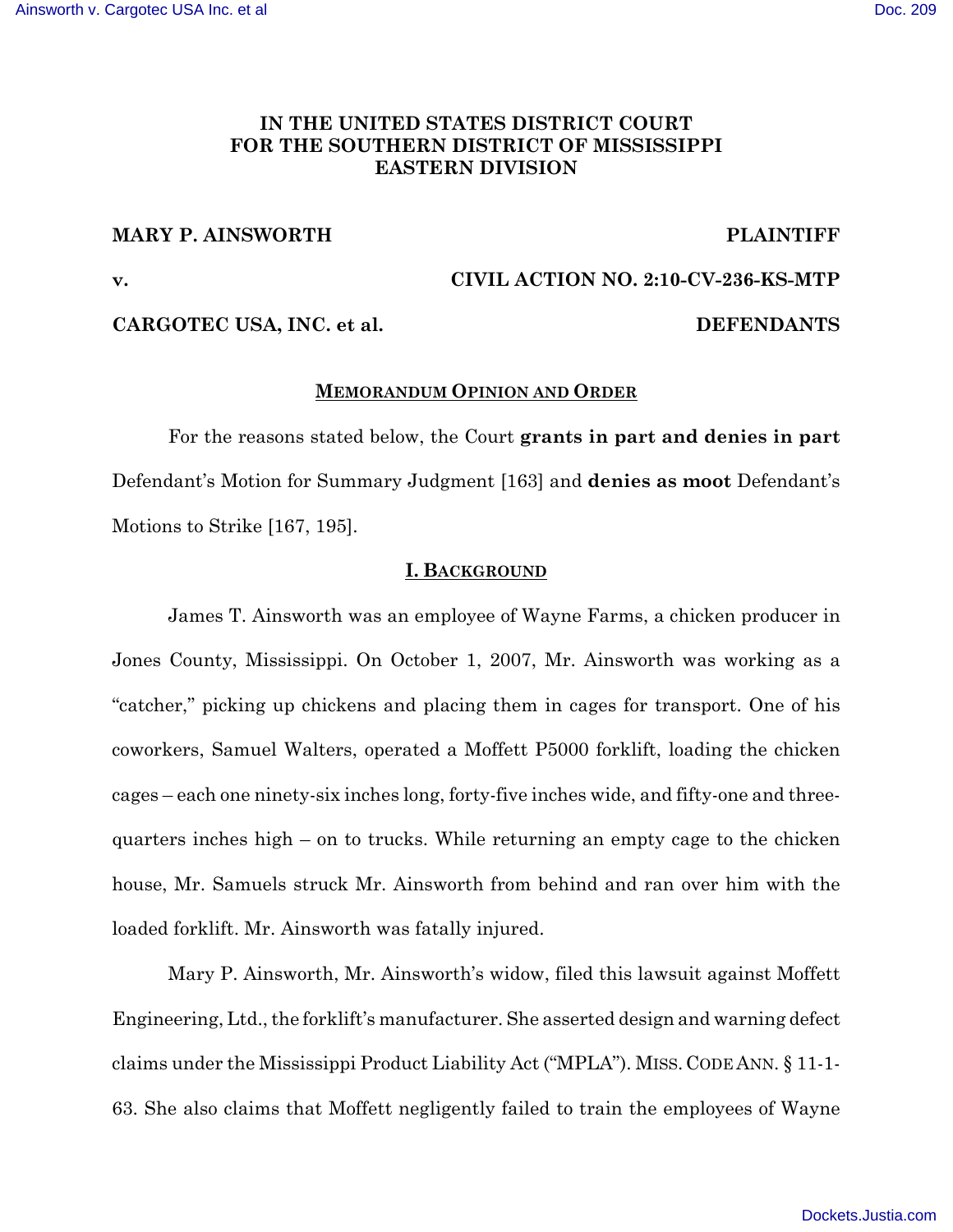**IN THE UNITED STATES DISTRICT COURT**
**FOR THE SOUTHERN DISTRICT OF MISSISSIPPI**
**EASTERN DIVISION**

**MARY P. AINSWORTH** **PLAINTIFF**

**v.** **CIVIL ACTION NO. 2:10-CV-236-KS-MTP**

**CARGOTEC USA, INC. et al.** **DEFENDANTS**

## MEMORANDUM OPINION AND ORDER

For the reasons stated below, the Court **grants in part and denies in part** Defendant's Motion for Summary Judgment [163] and **denies as moot** Defendant's Motions to Strike [167, 195].

## I. BACKGROUND

James T. Ainsworth was an employee of Wayne Farms, a chicken producer in Jones County, Mississippi. On October 1, 2007, Mr. Ainsworth was working as a "catcher," picking up chickens and placing them in cages for transport. One of his coworkers, Samuel Walters, operated a Moffett P5000 forklift, loading the chicken cages – each one ninety-six inches long, forty-five inches wide, and fifty-one and three-quarters inches high – on to trucks. While returning an empty cage to the chicken house, Mr. Samuels struck Mr. Ainsworth from behind and ran over him with the loaded forklift. Mr. Ainsworth was fatally injured.

Mary P. Ainsworth, Mr. Ainsworth's widow, filed this lawsuit against Moffett Engineering, Ltd., the forklift's manufacturer. She asserted design and warning defect claims under the Mississippi Product Liability Act ("MPLA"). MISS. CODE ANN. § 11-1-63. She also claims that Moffett negligently failed to train the employees of Wayne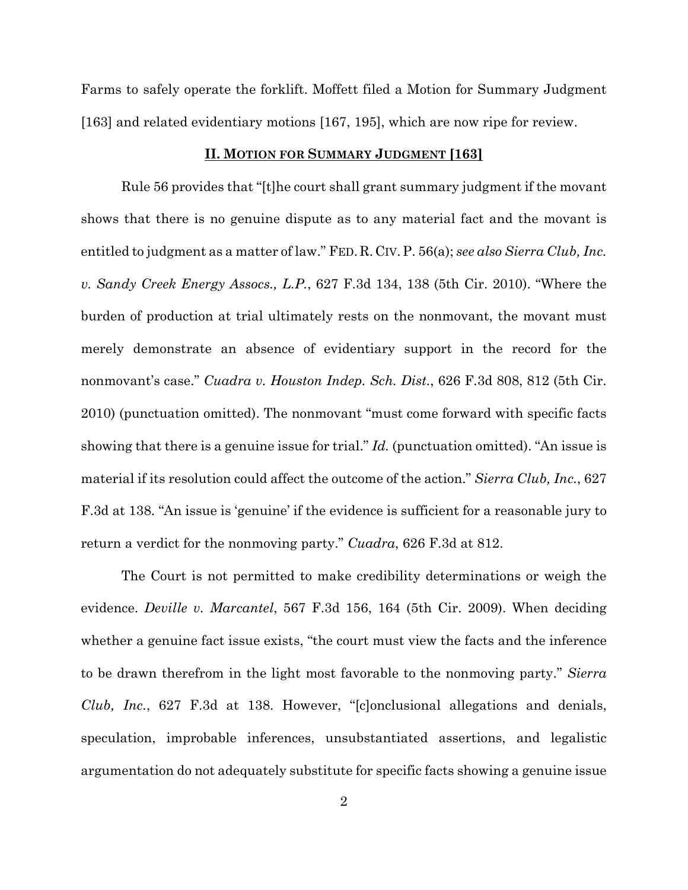Farms to safely operate the forklift. Moffett filed a Motion for Summary Judgment [163] and related evidentiary motions [167, 195], which are now ripe for review.

## II. MOTION FOR SUMMARY JUDGMENT [163]

Rule 56 provides that "[t]he court shall grant summary judgment if the movant shows that there is no genuine dispute as to any material fact and the movant is entitled to judgment as a matter of law." FED. R. CIV. P. 56(a); *see also Sierra Club, Inc. v. Sandy Creek Energy Assocs., L.P.*, 627 F.3d 134, 138 (5th Cir. 2010). "Where the burden of production at trial ultimately rests on the nonmovant, the movant must merely demonstrate an absence of evidentiary support in the record for the nonmovant's case." *Cuadra v. Houston Indep. Sch. Dist.*, 626 F.3d 808, 812 (5th Cir. 2010) (punctuation omitted). The nonmovant "must come forward with specific facts showing that there is a genuine issue for trial." *Id.* (punctuation omitted). "An issue is material if its resolution could affect the outcome of the action." *Sierra Club, Inc.*, 627 F.3d at 138. "An issue is 'genuine' if the evidence is sufficient for a reasonable jury to return a verdict for the nonmoving party." *Cuadra*, 626 F.3d at 812.

The Court is not permitted to make credibility determinations or weigh the evidence. *Deville v. Marcantel*, 567 F.3d 156, 164 (5th Cir. 2009). When deciding whether a genuine fact issue exists, "the court must view the facts and the inference to be drawn therefrom in the light most favorable to the nonmoving party." *Sierra Club, Inc.*, 627 F.3d at 138. However, "[c]onclusional allegations and denials, speculation, improbable inferences, unsubstantiated assertions, and legalistic argumentation do not adequately substitute for specific facts showing a genuine issue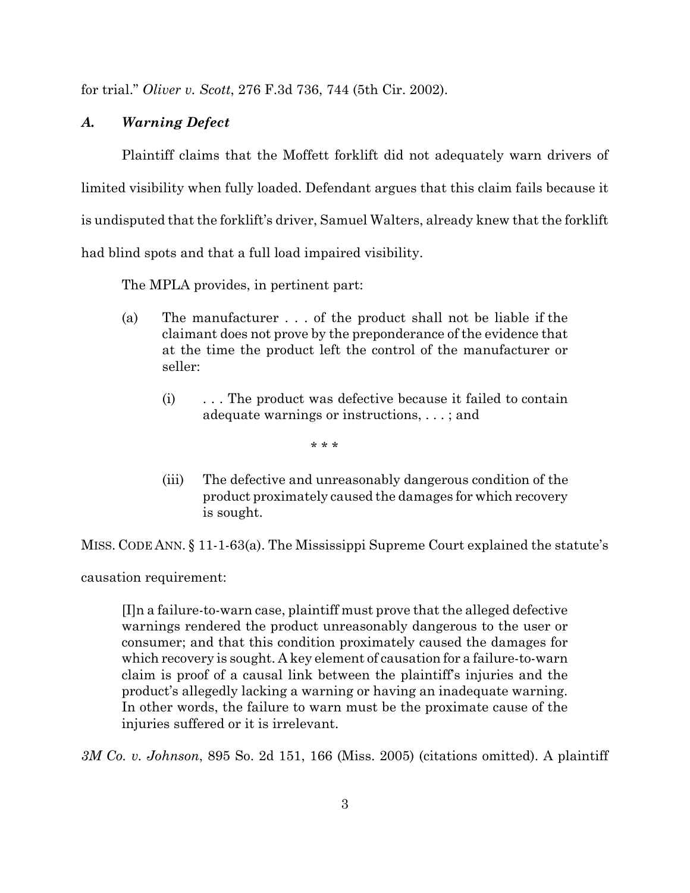for trial." *Oliver v. Scott*, 276 F.3d 736, 744 (5th Cir. 2002).

### *A. Warning Defect*

Plaintiff claims that the Moffett forklift did not adequately warn drivers of limited visibility when fully loaded. Defendant argues that this claim fails because it is undisputed that the forklift's driver, Samuel Walters, already knew that the forklift had blind spots and that a full load impaired visibility.

The MPLA provides, in pertinent part:

> (a) The manufacturer . . . of the product shall not be liable if the claimant does not prove by the preponderance of the evidence that at the time the product left the control of the manufacturer or seller:
>
> > (i) . . . The product was defective because it failed to contain adequate warnings or instructions, . . . ; and
> >
> > \* \* \*
> >
> > (iii) The defective and unreasonably dangerous condition of the product proximately caused the damages for which recovery is sought.

MISS. CODE ANN. § 11-1-63(a). The Mississippi Supreme Court explained the statute's causation requirement:

> [I]n a failure-to-warn case, plaintiff must prove that the alleged defective warnings rendered the product unreasonably dangerous to the user or consumer; and that this condition proximately caused the damages for which recovery is sought. A key element of causation for a failure-to-warn claim is proof of a causal link between the plaintiff's injuries and the product's allegedly lacking a warning or having an inadequate warning. In other words, the failure to warn must be the proximate cause of the injuries suffered or it is irrelevant.

*3M Co. v. Johnson*, 895 So. 2d 151, 166 (Miss. 2005) (citations omitted). A plaintiff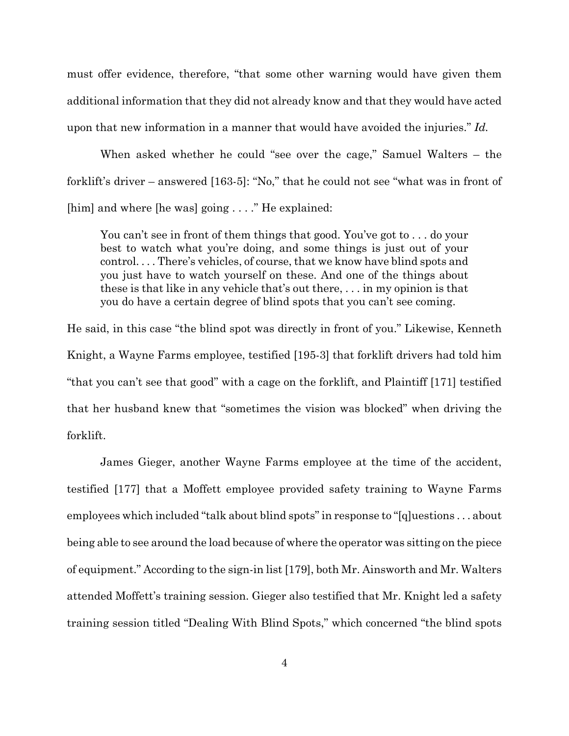must offer evidence, therefore, "that some other warning would have given them additional information that they did not already know and that they would have acted upon that new information in a manner that would have avoided the injuries." *Id.*

When asked whether he could "see over the cage," Samuel Walters – the forklift's driver – answered [163-5]: "No," that he could not see "what was in front of [him] and where [he was] going . . . ." He explained:

> You can't see in front of them things that good. You've got to . . . do your best to watch what you're doing, and some things is just out of your control. . . . There's vehicles, of course, that we know have blind spots and you just have to watch yourself on these. And one of the things about these is that like in any vehicle that's out there, . . . in my opinion is that you do have a certain degree of blind spots that you can't see coming.

He said, in this case "the blind spot was directly in front of you." Likewise, Kenneth Knight, a Wayne Farms employee, testified [195-3] that forklift drivers had told him "that you can't see that good" with a cage on the forklift, and Plaintiff [171] testified that her husband knew that "sometimes the vision was blocked" when driving the forklift.

James Gieger, another Wayne Farms employee at the time of the accident, testified [177] that a Moffett employee provided safety training to Wayne Farms employees which included "talk about blind spots" in response to "[q]uestions . . . about being able to see around the load because of where the operator was sitting on the piece of equipment." According to the sign-in list [179], both Mr. Ainsworth and Mr. Walters attended Moffett's training session. Gieger also testified that Mr. Knight led a safety training session titled "Dealing With Blind Spots," which concerned "the blind spots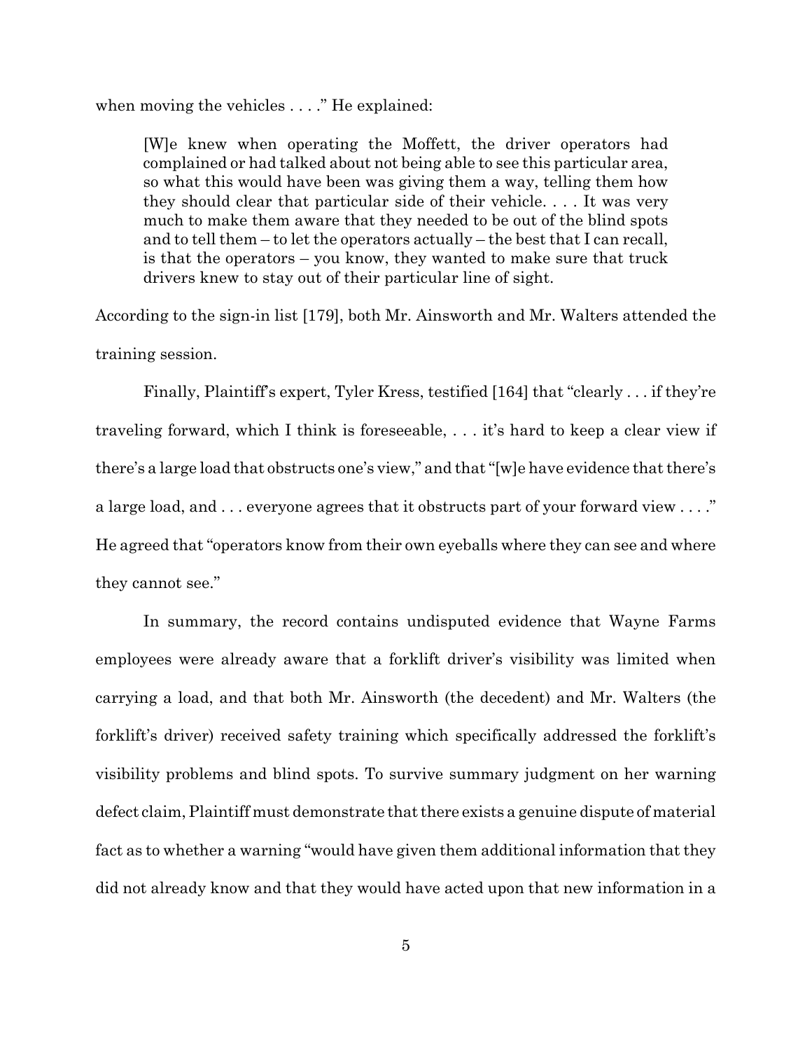when moving the vehicles . . . ." He explained:

> [W]e knew when operating the Moffett, the driver operators had complained or had talked about not being able to see this particular area, so what this would have been was giving them a way, telling them how they should clear that particular side of their vehicle. . . . It was very much to make them aware that they needed to be out of the blind spots and to tell them – to let the operators actually – the best that I can recall, is that the operators – you know, they wanted to make sure that truck drivers knew to stay out of their particular line of sight.

According to the sign-in list [179], both Mr. Ainsworth and Mr. Walters attended the training session.

Finally, Plaintiff's expert, Tyler Kress, testified [164] that "clearly . . . if they're traveling forward, which I think is foreseeable, . . . it's hard to keep a clear view if there's a large load that obstructs one's view," and that "[w]e have evidence that there's a large load, and . . . everyone agrees that it obstructs part of your forward view . . . ." He agreed that "operators know from their own eyeballs where they can see and where they cannot see."

In summary, the record contains undisputed evidence that Wayne Farms employees were already aware that a forklift driver's visibility was limited when carrying a load, and that both Mr. Ainsworth (the decedent) and Mr. Walters (the forklift's driver) received safety training which specifically addressed the forklift's visibility problems and blind spots. To survive summary judgment on her warning defect claim, Plaintiff must demonstrate that there exists a genuine dispute of material fact as to whether a warning "would have given them additional information that they did not already know and that they would have acted upon that new information in a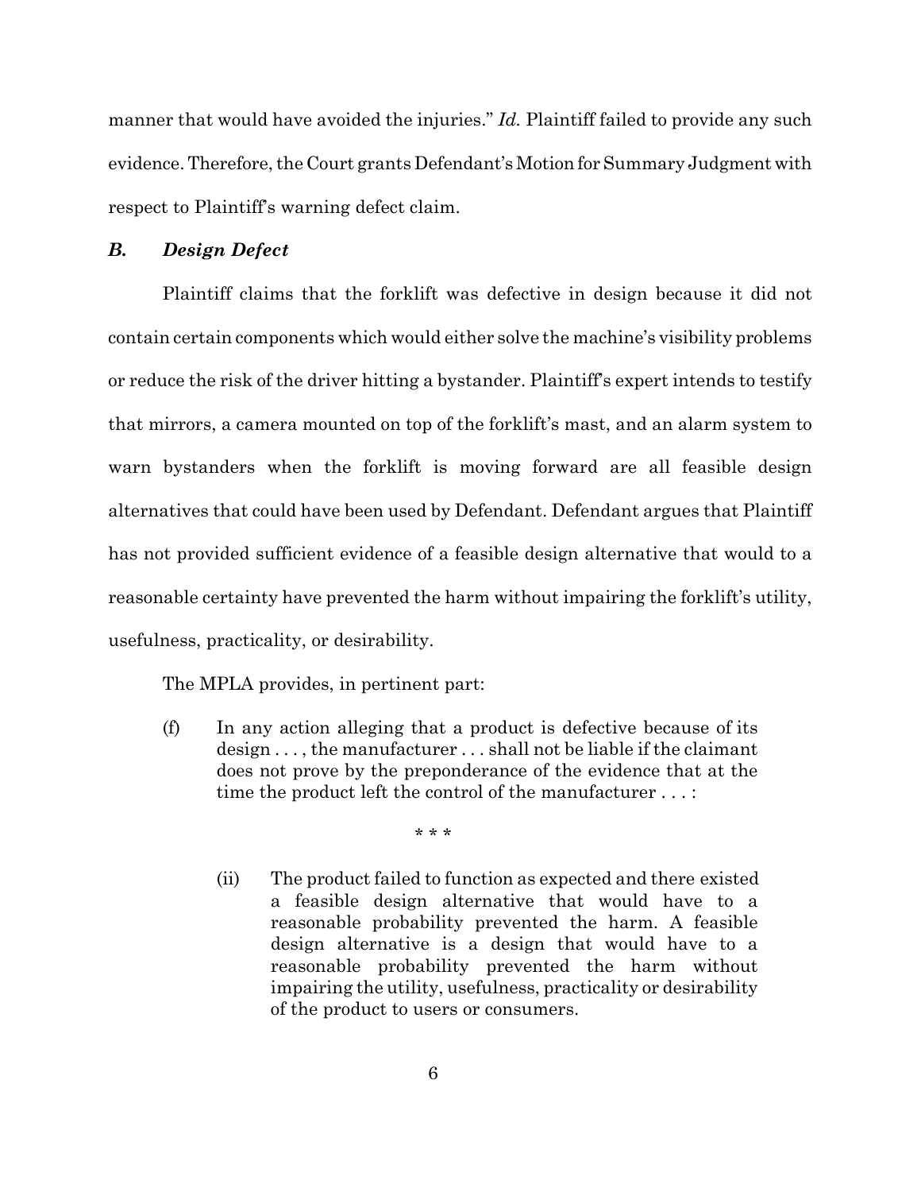manner that would have avoided the injuries." *Id.* Plaintiff failed to provide any such evidence. Therefore, the Court grants Defendant's Motion for Summary Judgment with respect to Plaintiff's warning defect claim.

### *B. Design Defect*

Plaintiff claims that the forklift was defective in design because it did not contain certain components which would either solve the machine's visibility problems or reduce the risk of the driver hitting a bystander. Plaintiff's expert intends to testify that mirrors, a camera mounted on top of the forklift's mast, and an alarm system to warn bystanders when the forklift is moving forward are all feasible design alternatives that could have been used by Defendant. Defendant argues that Plaintiff has not provided sufficient evidence of a feasible design alternative that would to a reasonable certainty have prevented the harm without impairing the forklift's utility, usefulness, practicality, or desirability.

The MPLA provides, in pertinent part:

> (f) In any action alleging that a product is defective because of its design . . . , the manufacturer . . . shall not be liable if the claimant does not prove by the preponderance of the evidence that at the time the product left the control of the manufacturer . . . :
>
> \* \* \*
>
> (ii) The product failed to function as expected and there existed a feasible design alternative that would have to a reasonable probability prevented the harm. A feasible design alternative is a design that would have to a reasonable probability prevented the harm without impairing the utility, usefulness, practicality or desirability of the product to users or consumers.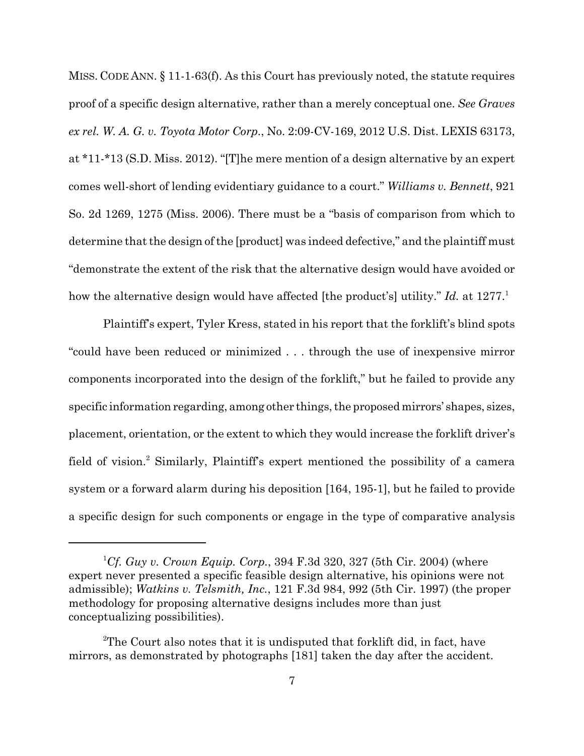MISS. CODE ANN. § 11-1-63(f). As this Court has previously noted, the statute requires proof of a specific design alternative, rather than a merely conceptual one. *See Graves ex rel. W. A. G. v. Toyota Motor Corp.*, No. 2:09-CV-169, 2012 U.S. Dist. LEXIS 63173, at *11-*13 (S.D. Miss. 2012). "[T]he mere mention of a design alternative by an expert comes well-short of lending evidentiary guidance to a court." *Williams v. Bennett*, 921 So. 2d 1269, 1275 (Miss. 2006). There must be a "basis of comparison from which to determine that the design of the [product] was indeed defective," and the plaintiff must "demonstrate the extent of the risk that the alternative design would have avoided or how the alternative design would have affected [the product's] utility." *Id.* at 1277.[1]

Plaintiff's expert, Tyler Kress, stated in his report that the forklift's blind spots "could have been reduced or minimized . . . through the use of inexpensive mirror components incorporated into the design of the forklift," but he failed to provide any specific information regarding, among other things, the proposed mirrors' shapes, sizes, placement, orientation, or the extent to which they would increase the forklift driver's field of vision.[2] Similarly, Plaintiff's expert mentioned the possibility of a camera system or a forward alarm during his deposition [164, 195-1], but he failed to provide a specific design for such components or engage in the type of comparative analysis

---

[1]*Cf. Guy v. Crown Equip. Corp.*, 394 F.3d 320, 327 (5th Cir. 2004) (where expert never presented a specific feasible design alternative, his opinions were not admissible); *Watkins v. Telsmith, Inc.*, 121 F.3d 984, 992 (5th Cir. 1997) (the proper methodology for proposing alternative designs includes more than just conceptualizing possibilities).

[2]The Court also notes that it is undisputed that forklift did, in fact, have mirrors, as demonstrated by photographs [181] taken the day after the accident.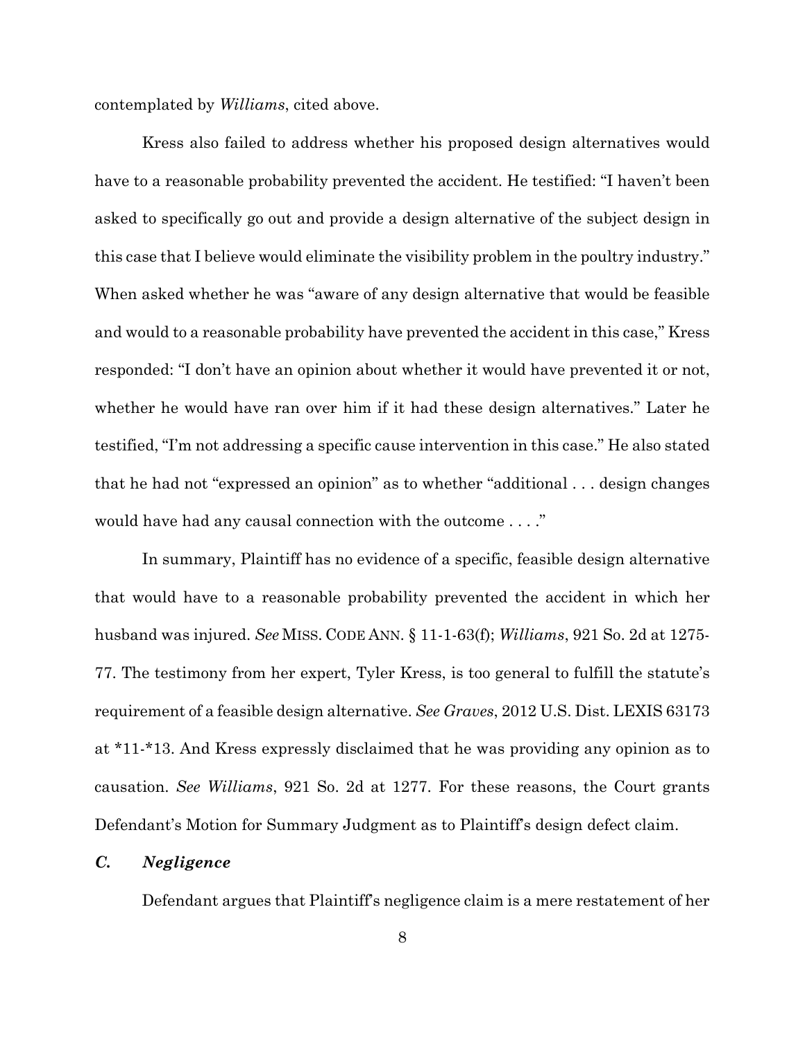contemplated by *Williams*, cited above.

Kress also failed to address whether his proposed design alternatives would have to a reasonable probability prevented the accident. He testified: "I haven't been asked to specifically go out and provide a design alternative of the subject design in this case that I believe would eliminate the visibility problem in the poultry industry." When asked whether he was "aware of any design alternative that would be feasible and would to a reasonable probability have prevented the accident in this case," Kress responded: "I don't have an opinion about whether it would have prevented it or not, whether he would have ran over him if it had these design alternatives." Later he testified, "I'm not addressing a specific cause intervention in this case." He also stated that he had not "expressed an opinion" as to whether "additional . . . design changes would have had any causal connection with the outcome . . . ."

In summary, Plaintiff has no evidence of a specific, feasible design alternative that would have to a reasonable probability prevented the accident in which her husband was injured. *See* MISS. CODE ANN. § 11-1-63(f); *Williams*, 921 So. 2d at 1275-77. The testimony from her expert, Tyler Kress, is too general to fulfill the statute's requirement of a feasible design alternative. *See Graves*, 2012 U.S. Dist. LEXIS 63173 at *11-*13. And Kress expressly disclaimed that he was providing any opinion as to causation. *See Williams*, 921 So. 2d at 1277. For these reasons, the Court grants Defendant's Motion for Summary Judgment as to Plaintiff's design defect claim.

### *C. Negligence*

Defendant argues that Plaintiff's negligence claim is a mere restatement of her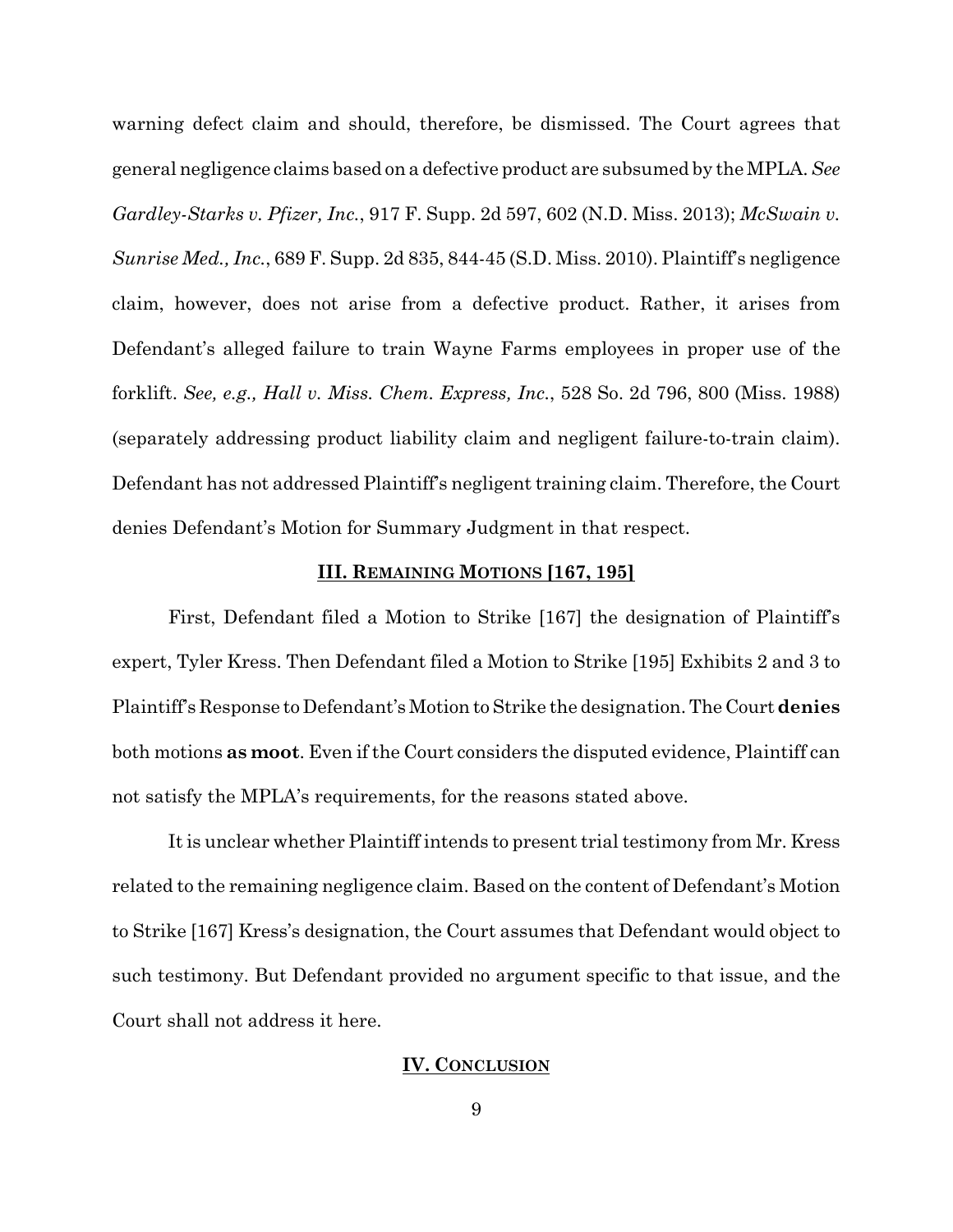warning defect claim and should, therefore, be dismissed. The Court agrees that general negligence claims based on a defective product are subsumed by the MPLA. *See Gardley-Starks v. Pfizer, Inc.*, 917 F. Supp. 2d 597, 602 (N.D. Miss. 2013); *McSwain v. Sunrise Med., Inc.*, 689 F. Supp. 2d 835, 844-45 (S.D. Miss. 2010). Plaintiff's negligence claim, however, does not arise from a defective product. Rather, it arises from Defendant's alleged failure to train Wayne Farms employees in proper use of the forklift. *See, e.g., Hall v. Miss. Chem. Express, Inc.*, 528 So. 2d 796, 800 (Miss. 1988) (separately addressing product liability claim and negligent failure-to-train claim). Defendant has not addressed Plaintiff's negligent training claim. Therefore, the Court denies Defendant's Motion for Summary Judgment in that respect.

## III. REMAINING MOTIONS [167, 195]

First, Defendant filed a Motion to Strike [167] the designation of Plaintiff's expert, Tyler Kress. Then Defendant filed a Motion to Strike [195] Exhibits 2 and 3 to Plaintiff's Response to Defendant's Motion to Strike the designation. The Court **denies** both motions **as moot**. Even if the Court considers the disputed evidence, Plaintiff can not satisfy the MPLA's requirements, for the reasons stated above.

It is unclear whether Plaintiff intends to present trial testimony from Mr. Kress related to the remaining negligence claim. Based on the content of Defendant's Motion to Strike [167] Kress's designation, the Court assumes that Defendant would object to such testimony. But Defendant provided no argument specific to that issue, and the Court shall not address it here.

## IV. CONCLUSION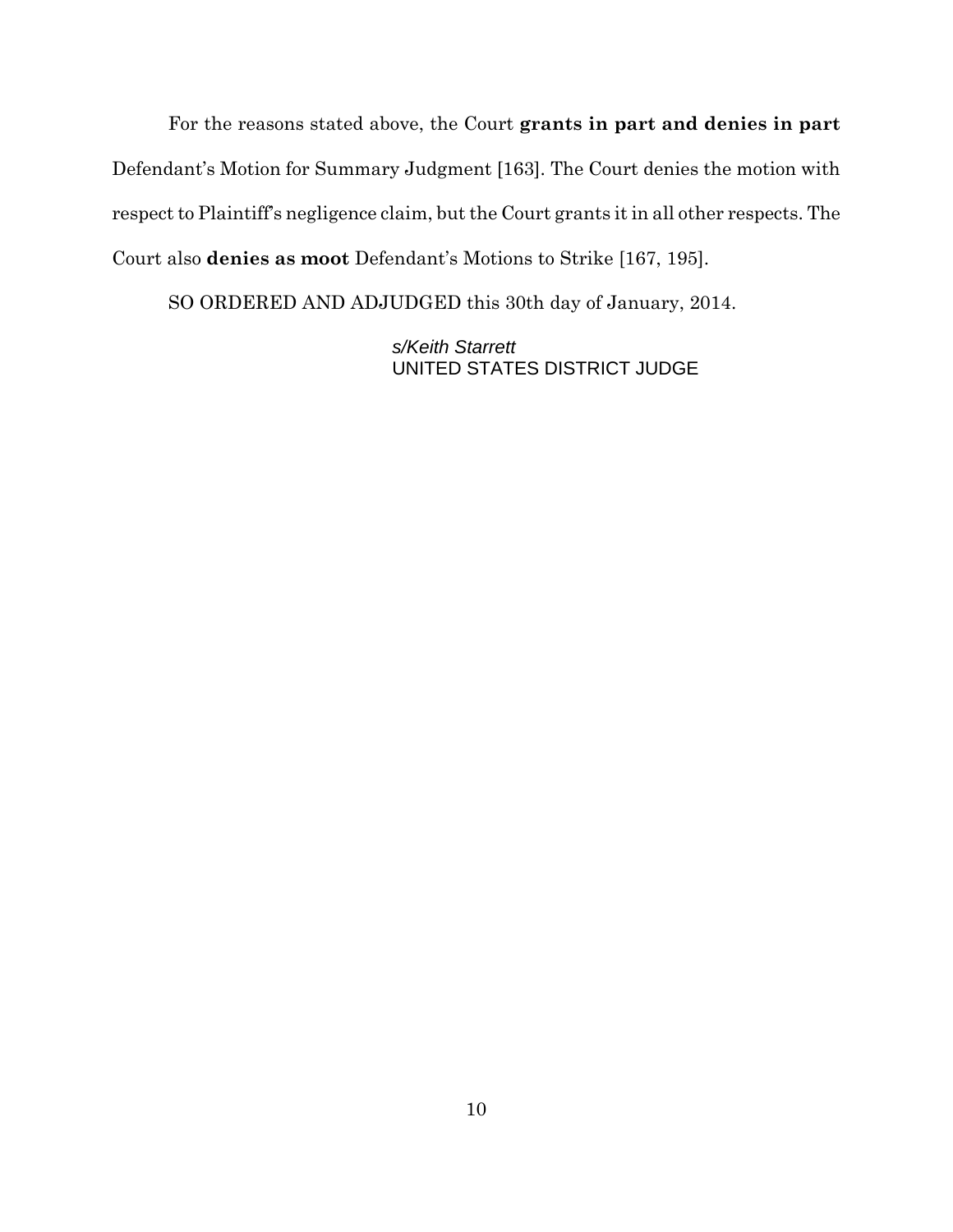For the reasons stated above, the Court **grants in part and denies in part** Defendant's Motion for Summary Judgment [163]. The Court denies the motion with respect to Plaintiff's negligence claim, but the Court grants it in all other respects. The Court also **denies as moot** Defendant's Motions to Strike [167, 195].

SO ORDERED AND ADJUDGED this 30th day of January, 2014.

*s/Keith Starrett*
UNITED STATES DISTRICT JUDGE